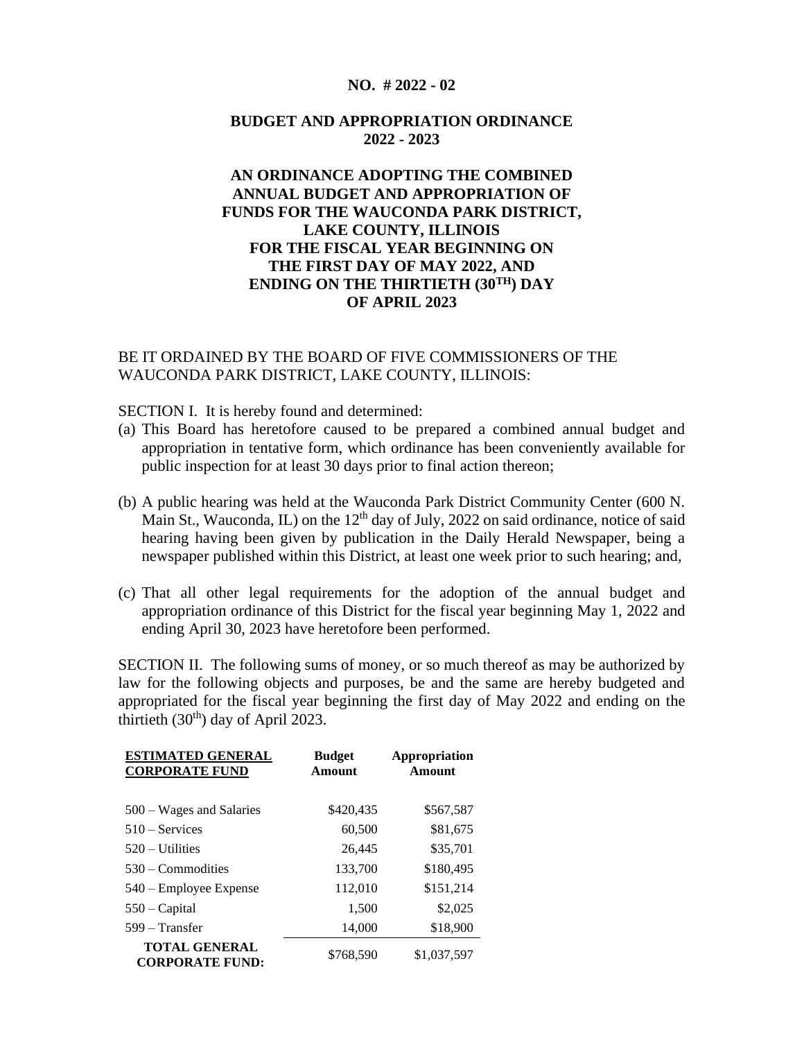**NO. # 2022 - 02**

**BUDGET AND APPROPRIATION ORDINANCE 2022 - 2023**

**AN ORDINANCE ADOPTING THE COMBINED ANNUAL BUDGET AND APPROPRIATION OF FUNDS FOR THE WAUCONDA PARK DISTRICT, LAKE COUNTY, ILLINOIS FOR THE FISCAL YEAR BEGINNING ON THE FIRST DAY OF MAY 2022, AND ENDING ON THE THIRTIETH (30TH) DAY OF APRIL 2023**

BE IT ORDAINED BY THE BOARD OF FIVE COMMISSIONERS OF THE WAUCONDA PARK DISTRICT, LAKE COUNTY, ILLINOIS:

SECTION I. It is hereby found and determined:

(a) This Board has heretofore caused to be prepared a combined annual budget and appropriation in tentative form, which ordinance has been conveniently available for public inspection for at least 30 days prior to final action thereon;

(b) A public hearing was held at the Wauconda Park District Community Center (600 N. Main St., Wauconda, IL) on the 12th day of July, 2022 on said ordinance, notice of said hearing having been given by publication in the Daily Herald Newspaper, being a newspaper published within this District, at least one week prior to such hearing; and,

(c) That all other legal requirements for the adoption of the annual budget and appropriation ordinance of this District for the fiscal year beginning May 1, 2022 and ending April 30, 2023 have heretofore been performed.

SECTION II. The following sums of money, or so much thereof as may be authorized by law for the following objects and purposes, be and the same are hereby budgeted and appropriated for the fiscal year beginning the first day of May 2022 and ending on the thirtieth (30th) day of April 2023.

| **ESTIMATED GENERAL CORPORATE FUND** | **Budget Amount** | **Appropriation Amount** |
|---|---|---|
| 500 – Wages and Salaries | $420,435 | $567,587 |
| 510 – Services | 60,500 | $81,675 |
| 520 – Utilities | 26,445 | $35,701 |
| 530 – Commodities | 133,700 | $180,495 |
| 540 – Employee Expense | 112,010 | $151,214 |
| 550 – Capital | 1,500 | $2,025 |
| 599 – Transfer | 14,000 | $18,900 |
| **TOTAL GENERAL CORPORATE FUND:** | $768,590 | $1,037,597 |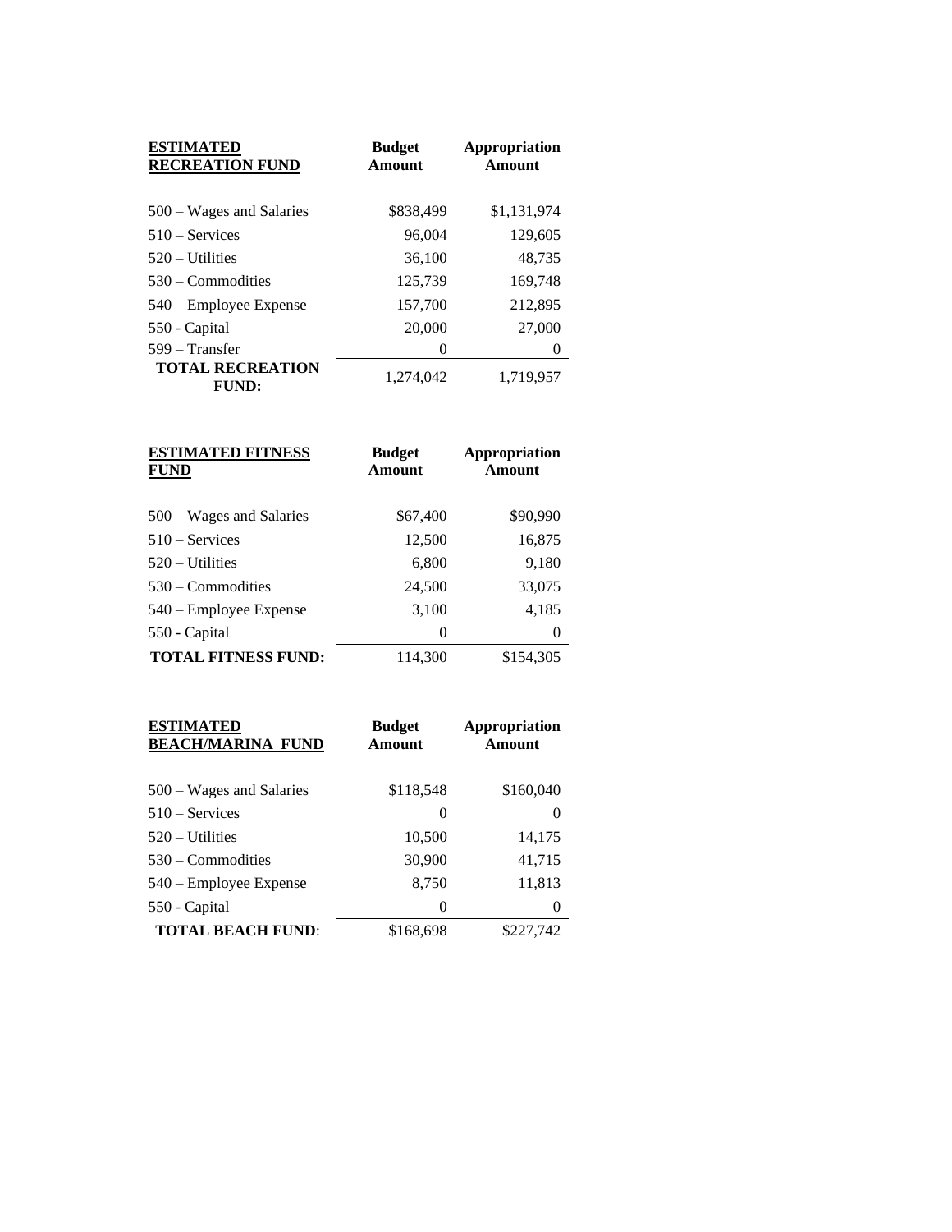| **ESTIMATED RECREATION FUND** | **Budget Amount** | **Appropriation Amount** |
|---|---|---|
| 500 – Wages and Salaries | $838,499 | $1,131,974 |
| 510 – Services | 96,004 | 129,605 |
| 520 – Utilities | 36,100 | 48,735 |
| 530 – Commodities | 125,739 | 169,748 |
| 540 – Employee Expense | 157,700 | 212,895 |
| 550 - Capital | 20,000 | 27,000 |
| 599 – Transfer | 0 | 0 |
| **TOTAL RECREATION FUND:** | 1,274,042 | 1,719,957 |

| **ESTIMATED FITNESS FUND** | **Budget Amount** | **Appropriation Amount** |
|---|---|---|
| 500 – Wages and Salaries | $67,400 | $90,990 |
| 510 – Services | 12,500 | 16,875 |
| 520 – Utilities | 6,800 | 9,180 |
| 530 – Commodities | 24,500 | 33,075 |
| 540 – Employee Expense | 3,100 | 4,185 |
| 550 - Capital | 0 | 0 |
| **TOTAL FITNESS FUND:** | 114,300 | $154,305 |

| **ESTIMATED BEACH/MARINA FUND** | **Budget Amount** | **Appropriation Amount** |
|---|---|---|
| 500 – Wages and Salaries | $118,548 | $160,040 |
| 510 – Services | 0 | 0 |
| 520 – Utilities | 10,500 | 14,175 |
| 530 – Commodities | 30,900 | 41,715 |
| 540 – Employee Expense | 8,750 | 11,813 |
| 550 - Capital | 0 | 0 |
| **TOTAL BEACH FUND**: | $168,698 | $227,742 |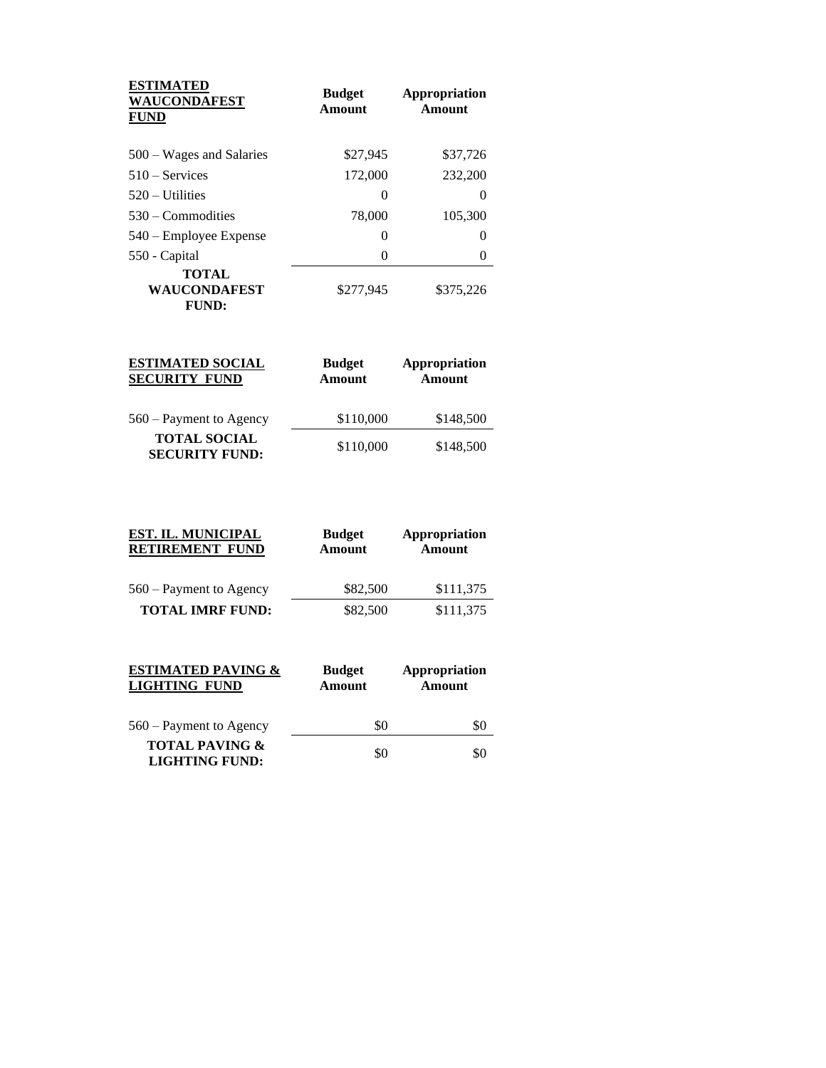| **ESTIMATED WAUCONDAFEST FUND** | **Budget Amount** | **Appropriation Amount** |
|---|---|---|
| 500 – Wages and Salaries | $27,945 | $37,726 |
| 510 – Services | 172,000 | 232,200 |
| 520 – Utilities | 0 | 0 |
| 530 – Commodities | 78,000 | 105,300 |
| 540 – Employee Expense | 0 | 0 |
| 550 - Capital | 0 | 0 |
| **TOTAL WAUCONDAFEST FUND:** | $277,945 | $375,226 |

| **ESTIMATED SOCIAL SECURITY FUND** | **Budget Amount** | **Appropriation Amount** |
|---|---|---|
| 560 – Payment to Agency | $110,000 | $148,500 |
| **TOTAL SOCIAL SECURITY FUND:** | $110,000 | $148,500 |

| **EST. IL. MUNICIPAL RETIREMENT FUND** | **Budget Amount** | **Appropriation Amount** |
|---|---|---|
| 560 – Payment to Agency | $82,500 | $111,375 |
| **TOTAL IMRF FUND:** | $82,500 | $111,375 |

| **ESTIMATED PAVING & LIGHTING FUND** | **Budget Amount** | **Appropriation Amount** |
|---|---|---|
| 560 – Payment to Agency | $0 | $0 |
| **TOTAL PAVING & LIGHTING FUND:** | $0 | $0 |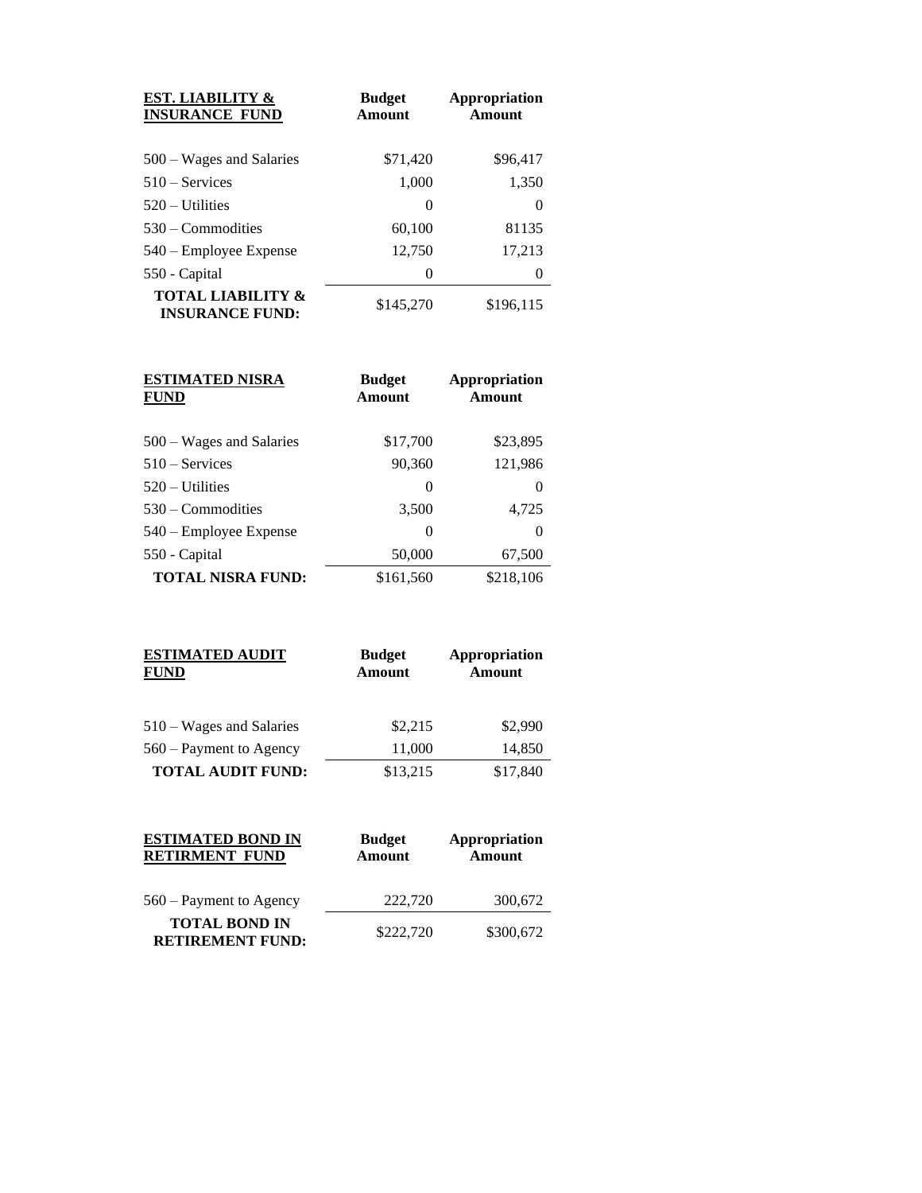| **EST. LIABILITY & INSURANCE FUND** | **Budget Amount** | **Appropriation Amount** |
|---|---|---|
| 500 – Wages and Salaries | $71,420 | $96,417 |
| 510 – Services | 1,000 | 1,350 |
| 520 – Utilities | 0 | 0 |
| 530 – Commodities | 60,100 | 81135 |
| 540 – Employee Expense | 12,750 | 17,213 |
| 550 - Capital | 0 | 0 |
| **TOTAL LIABILITY & INSURANCE FUND:** | $145,270 | $196,115 |

| **ESTIMATED NISRA FUND** | **Budget Amount** | **Appropriation Amount** |
|---|---|---|
| 500 – Wages and Salaries | $17,700 | $23,895 |
| 510 – Services | 90,360 | 121,986 |
| 520 – Utilities | 0 | 0 |
| 530 – Commodities | 3,500 | 4,725 |
| 540 – Employee Expense | 0 | 0 |
| 550 - Capital | 50,000 | 67,500 |
| **TOTAL NISRA FUND:** | $161,560 | $218,106 |

| **ESTIMATED AUDIT FUND** | **Budget Amount** | **Appropriation Amount** |
|---|---|---|
| 510 – Wages and Salaries | $2,215 | $2,990 |
| 560 – Payment to Agency | 11,000 | 14,850 |
| **TOTAL AUDIT FUND:** | $13,215 | $17,840 |

| **ESTIMATED BOND IN RETIRMENT FUND** | **Budget Amount** | **Appropriation Amount** |
|---|---|---|
| 560 – Payment to Agency | 222,720 | 300,672 |
| **TOTAL BOND IN RETIREMENT FUND:** | $222,720 | $300,672 |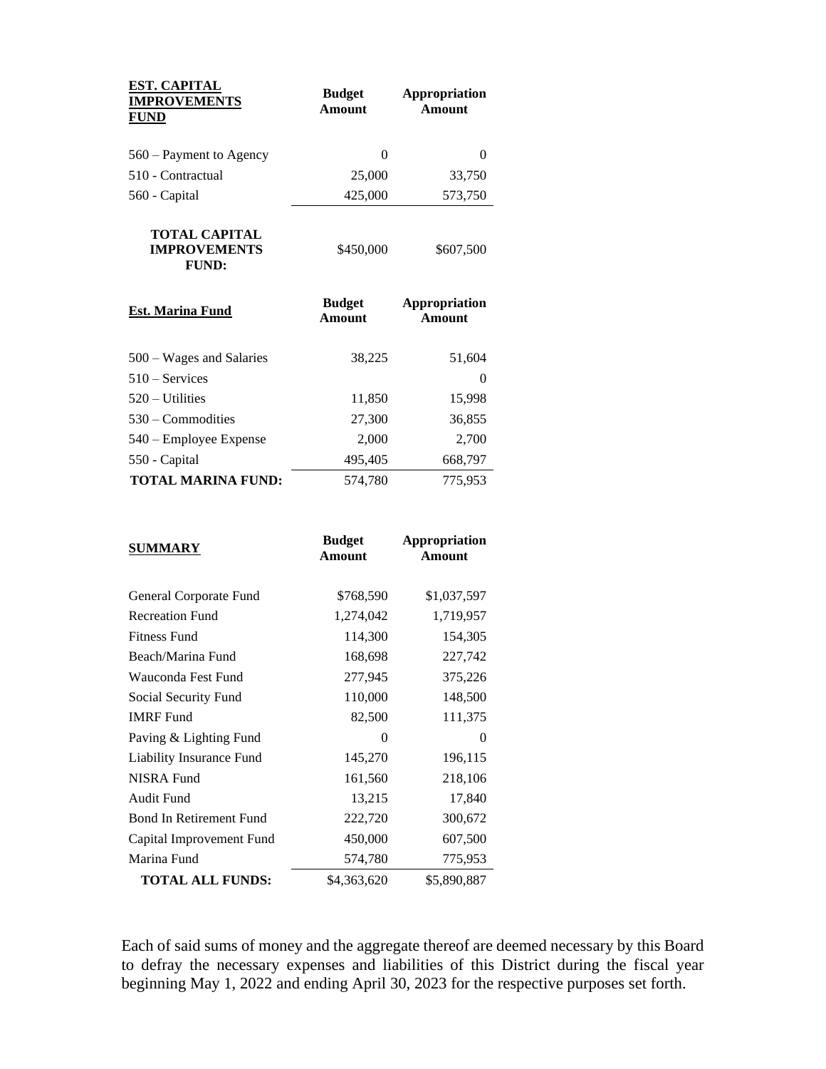| **EST. CAPITAL IMPROVEMENTS FUND** | **Budget Amount** | **Appropriation Amount** |
|---|---|---|
| 560 – Payment to Agency | 0 | 0 |
| 510 - Contractual | 25,000 | 33,750 |
| 560 - Capital | 425,000 | 573,750 |
| **TOTAL CAPITAL IMPROVEMENTS FUND:** | $450,000 | $607,500 |

| **Est. Marina Fund** | **Budget Amount** | **Appropriation Amount** |
|---|---|---|
| 500 – Wages and Salaries | 38,225 | 51,604 |
| 510 – Services | | 0 |
| 520 – Utilities | 11,850 | 15,998 |
| 530 – Commodities | 27,300 | 36,855 |
| 540 – Employee Expense | 2,000 | 2,700 |
| 550 - Capital | 495,405 | 668,797 |
| **TOTAL MARINA FUND:** | 574,780 | 775,953 |

| **SUMMARY** | **Budget Amount** | **Appropriation Amount** |
|---|---|---|
| General Corporate Fund | $768,590 | $1,037,597 |
| Recreation Fund | 1,274,042 | 1,719,957 |
| Fitness Fund | 114,300 | 154,305 |
| Beach/Marina Fund | 168,698 | 227,742 |
| Wauconda Fest Fund | 277,945 | 375,226 |
| Social Security Fund | 110,000 | 148,500 |
| IMRF Fund | 82,500 | 111,375 |
| Paving & Lighting Fund | 0 | 0 |
| Liability Insurance Fund | 145,270 | 196,115 |
| NISRA Fund | 161,560 | 218,106 |
| Audit Fund | 13,215 | 17,840 |
| Bond In Retirement Fund | 222,720 | 300,672 |
| Capital Improvement Fund | 450,000 | 607,500 |
| Marina Fund | 574,780 | 775,953 |
| **TOTAL ALL FUNDS:** | $4,363,620 | $5,890,887 |

Each of said sums of money and the aggregate thereof are deemed necessary by this Board to defray the necessary expenses and liabilities of this District during the fiscal year beginning May 1, 2022 and ending April 30, 2023 for the respective purposes set forth.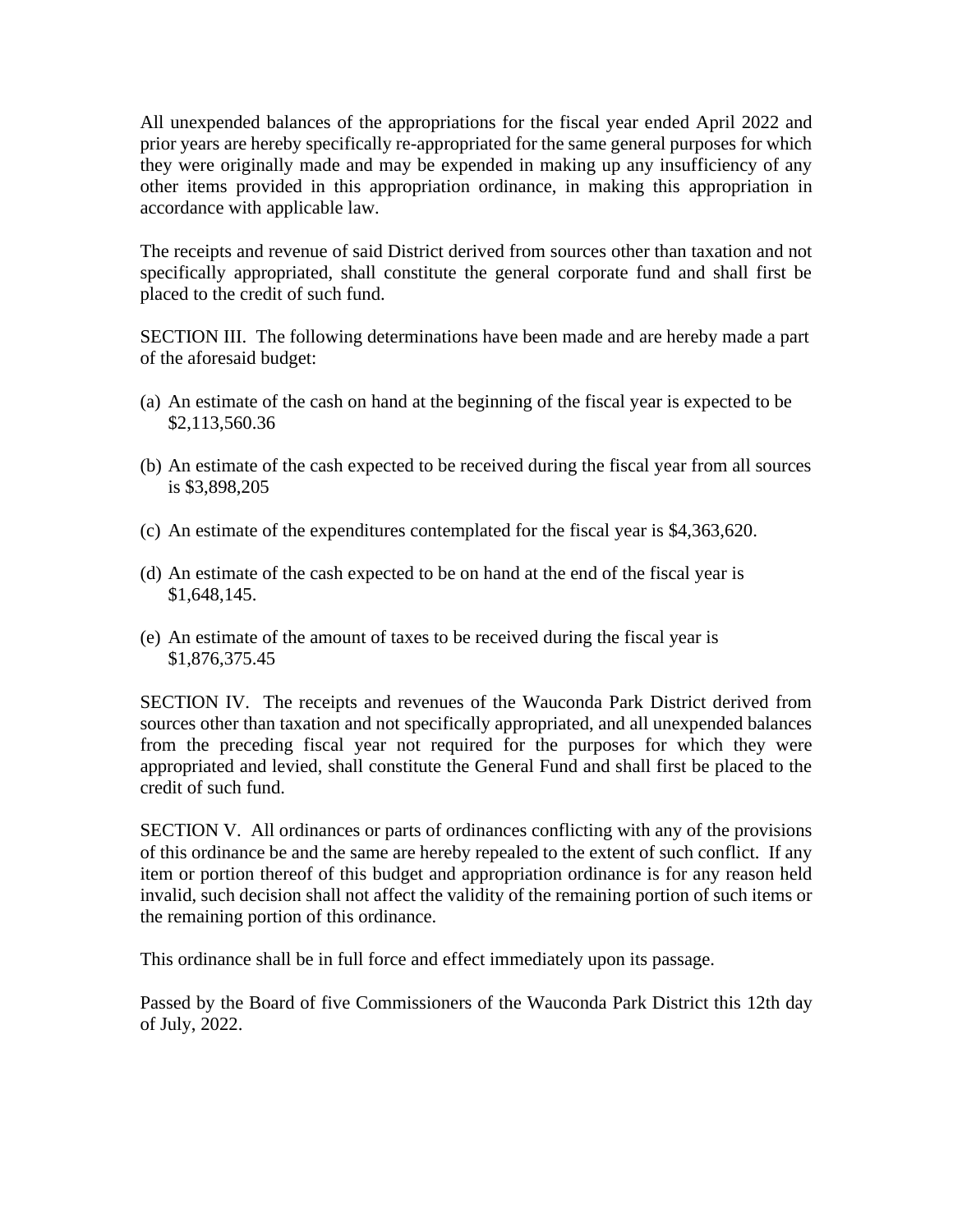All unexpended balances of the appropriations for the fiscal year ended April 2022 and prior years are hereby specifically re-appropriated for the same general purposes for which they were originally made and may be expended in making up any insufficiency of any other items provided in this appropriation ordinance, in making this appropriation in accordance with applicable law.

The receipts and revenue of said District derived from sources other than taxation and not specifically appropriated, shall constitute the general corporate fund and shall first be placed to the credit of such fund.

SECTION III. The following determinations have been made and are hereby made a part of the aforesaid budget:

(a) An estimate of the cash on hand at the beginning of the fiscal year is expected to be $2,113,560.36

(b) An estimate of the cash expected to be received during the fiscal year from all sources is $3,898,205

(c) An estimate of the expenditures contemplated for the fiscal year is $4,363,620.

(d) An estimate of the cash expected to be on hand at the end of the fiscal year is $1,648,145.

(e) An estimate of the amount of taxes to be received during the fiscal year is $1,876,375.45

SECTION IV. The receipts and revenues of the Wauconda Park District derived from sources other than taxation and not specifically appropriated, and all unexpended balances from the preceding fiscal year not required for the purposes for which they were appropriated and levied, shall constitute the General Fund and shall first be placed to the credit of such fund.

SECTION V. All ordinances or parts of ordinances conflicting with any of the provisions of this ordinance be and the same are hereby repealed to the extent of such conflict. If any item or portion thereof of this budget and appropriation ordinance is for any reason held invalid, such decision shall not affect the validity of the remaining portion of such items or the remaining portion of this ordinance.

This ordinance shall be in full force and effect immediately upon its passage.

Passed by the Board of five Commissioners of the Wauconda Park District this 12th day of July, 2022.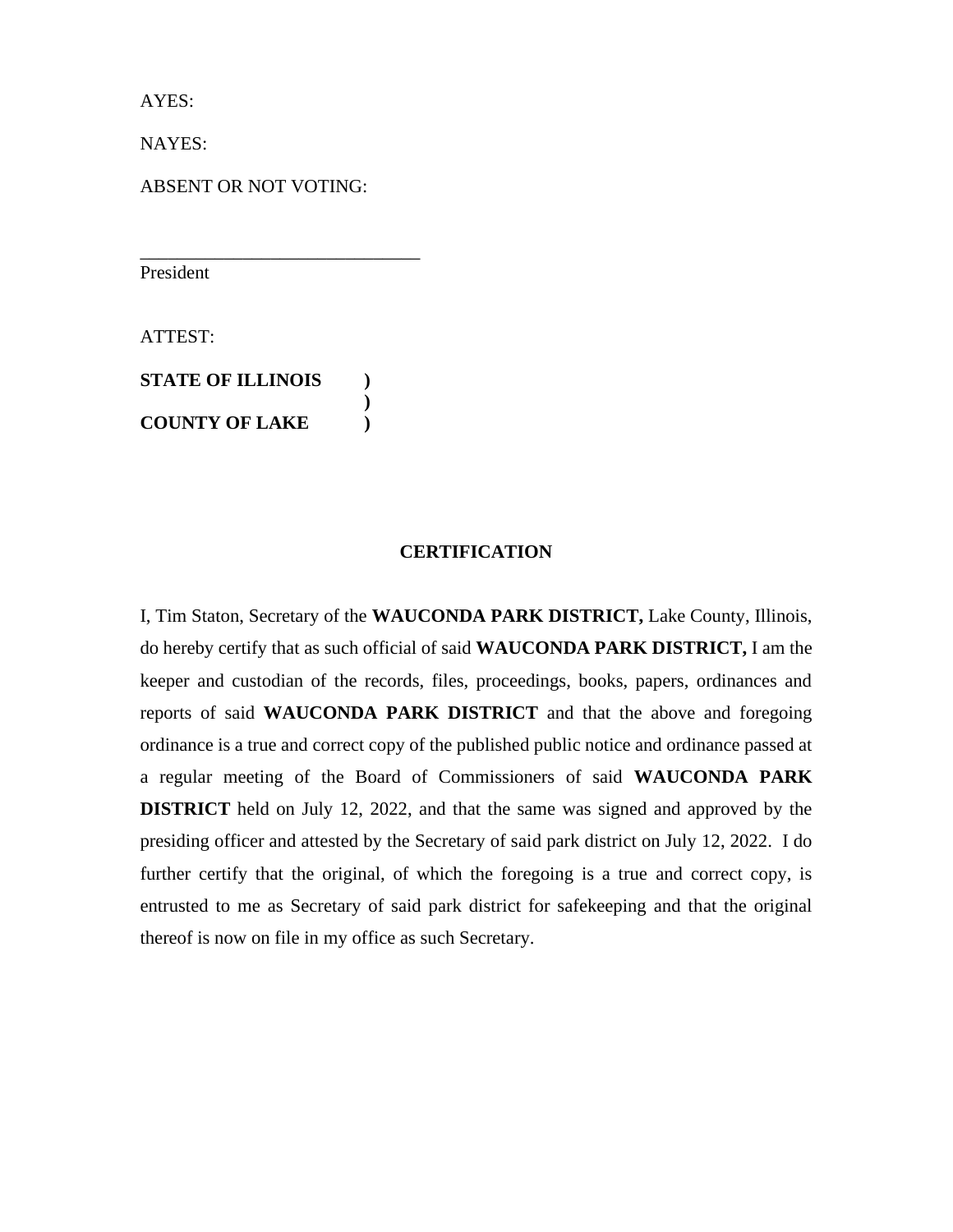AYES:

NAYES:

ABSENT OR NOT VOTING:

\_\_\_\_\_\_\_\_\_\_\_\_\_\_\_\_\_\_\_\_\_\_\_\_\_\_\_\_\_\_

President

ATTEST:

**STATE OF ILLINOIS )**
**)**
**COUNTY OF LAKE )**

## CERTIFICATION

I, Tim Staton, Secretary of the **WAUCONDA PARK DISTRICT,** Lake County, Illinois, do hereby certify that as such official of said **WAUCONDA PARK DISTRICT,** I am the keeper and custodian of the records, files, proceedings, books, papers, ordinances and reports of said **WAUCONDA PARK DISTRICT** and that the above and foregoing ordinance is a true and correct copy of the published public notice and ordinance passed at a regular meeting of the Board of Commissioners of said **WAUCONDA PARK DISTRICT** held on July 12, 2022, and that the same was signed and approved by the presiding officer and attested by the Secretary of said park district on July 12, 2022. I do further certify that the original, of which the foregoing is a true and correct copy, is entrusted to me as Secretary of said park district for safekeeping and that the original thereof is now on file in my office as such Secretary.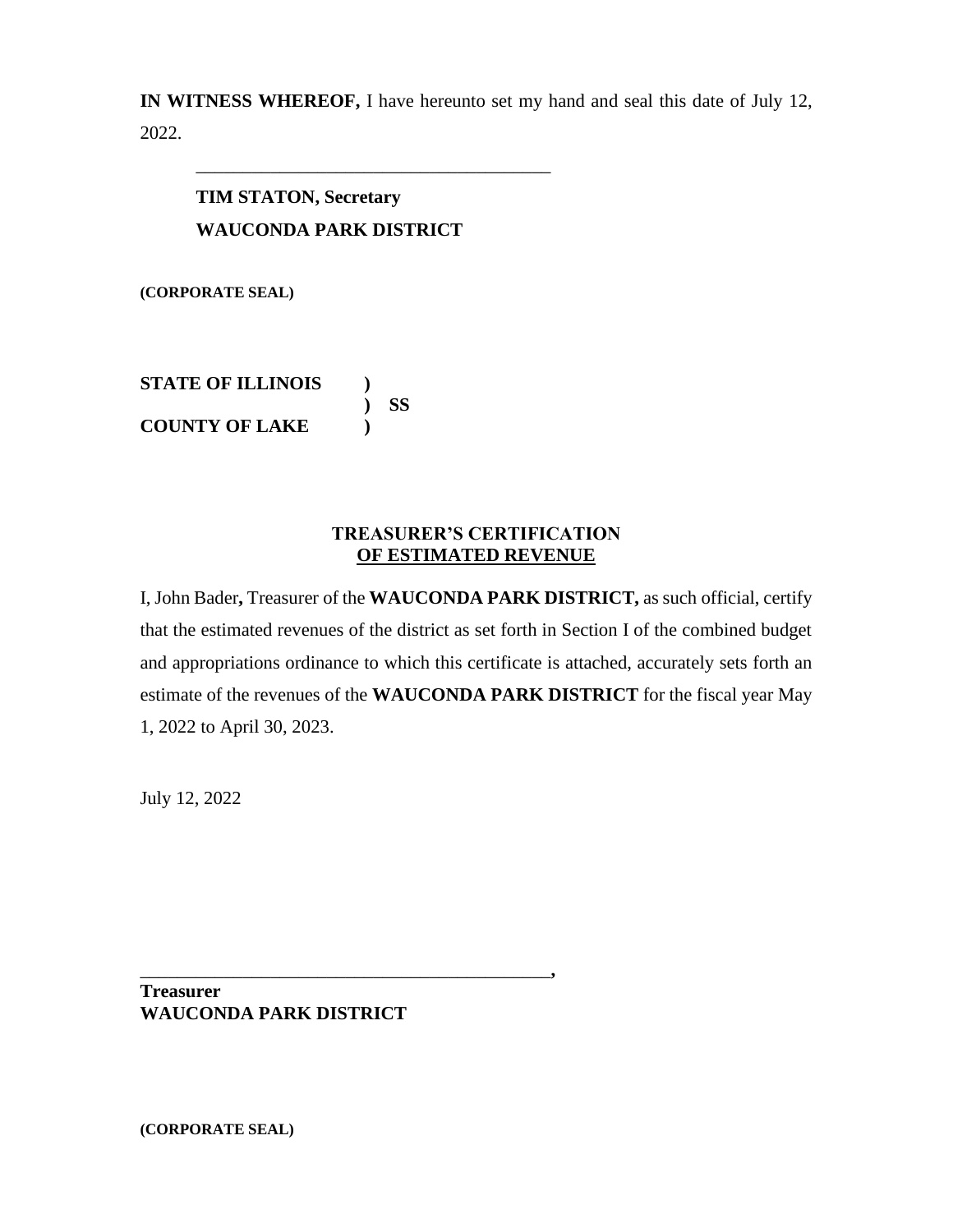**IN WITNESS WHEREOF,** I have hereunto set my hand and seal this date of July 12, 2022.

\_\_\_\_\_\_\_\_\_\_\_\_\_\_\_\_\_\_\_\_\_\_\_\_\_\_\_\_\_\_\_\_\_\_\_\_\_\_

**TIM STATON, Secretary**
**WAUCONDA PARK DISTRICT**

**(CORPORATE SEAL)**

**STATE OF ILLINOIS )**
**) SS**
**COUNTY OF LAKE )**

**TREASURER'S CERTIFICATION**
**<u>OF ESTIMATED REVENUE</u>**

I, John Bader**,** Treasurer of the **WAUCONDA PARK DISTRICT,** as such official, certify that the estimated revenues of the district as set forth in Section I of the combined budget and appropriations ordinance to which this certificate is attached, accurately sets forth an estimate of the revenues of the **WAUCONDA PARK DISTRICT** for the fiscal year May 1, 2022 to April 30, 2023.

July 12, 2022

\_\_\_\_\_\_\_\_\_\_\_\_\_\_\_\_\_\_\_\_\_\_\_\_\_\_\_\_\_\_\_\_\_\_\_\_\_\_\_\_\_\_\_\_,
**Treasurer**
**WAUCONDA PARK DISTRICT**

**(CORPORATE SEAL)**